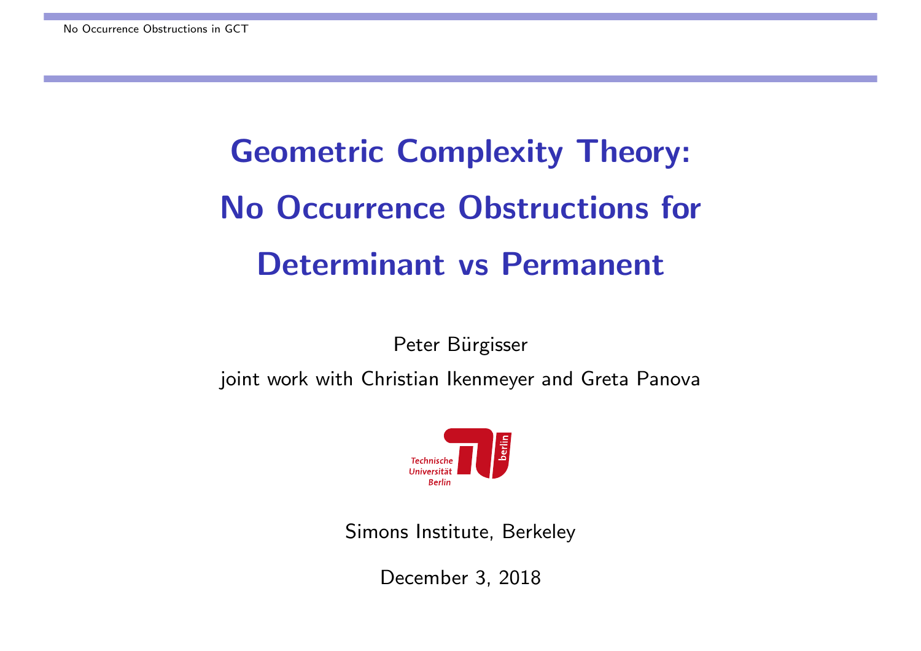# Geometric Complexity Theory: No Occurrence Obstructions for Determinant vs Permanent

Peter Bürgisser

joint work with Christian Ikenmeyer and Greta Panova

Technische Universität Berlin

Simons Institute, Berkeley

December 3, 2018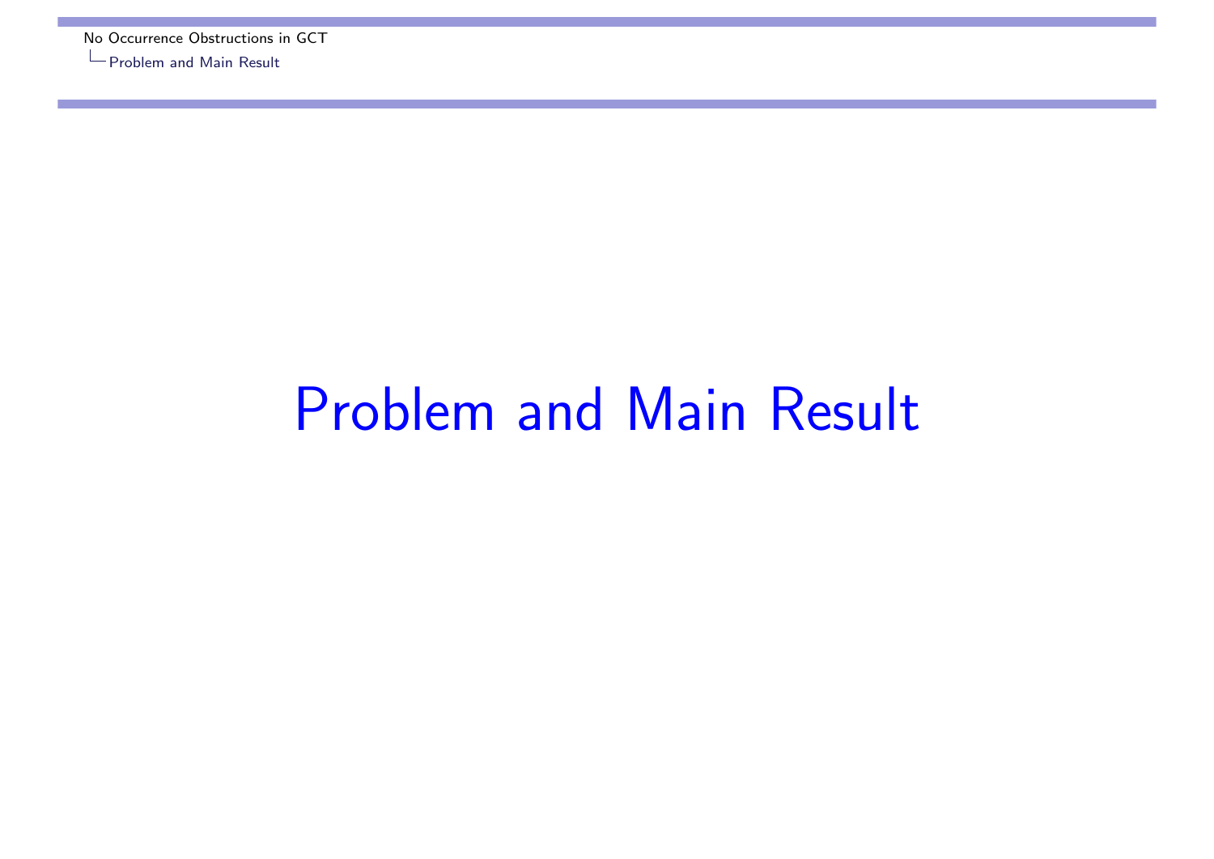# Problem and Main Result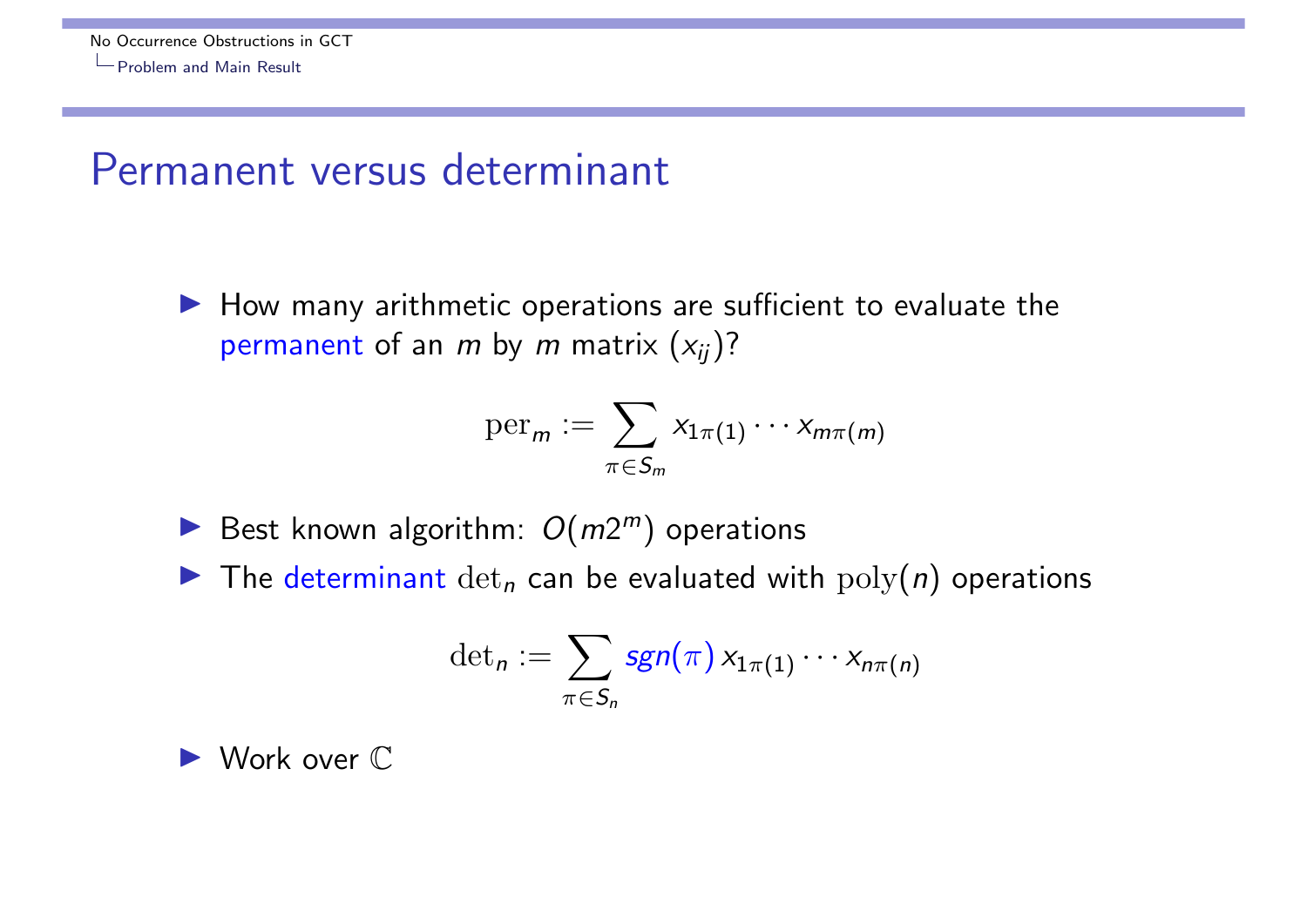# Permanent versus determinant

- How many arithmetic operations are sufficient to evaluate the permanent of an $m$ by $m$ matrix $(x_{ij})$?

$$\mathrm{per}_m := \sum_{\pi \in S_m} x_{1\pi(1)} \cdots x_{m\pi(m)}$$

- Best known algorithm: $O(m2^m)$ operations
- The determinant $\det_n$ can be evaluated with $\mathrm{poly}(n)$ operations

$$\det_n := \sum_{\pi \in S_n} sgn(\pi)\, x_{1\pi(1)} \cdots x_{n\pi(n)}$$

- Work over $\mathbb{C}$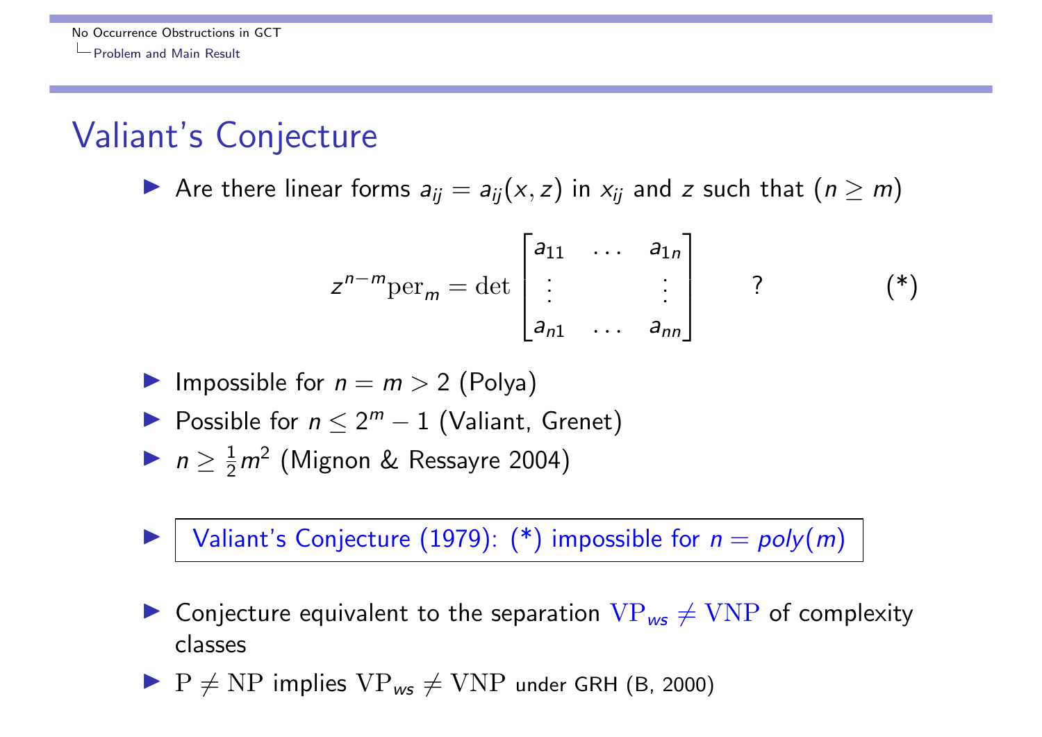# Valiant's Conjecture

- Are there linear forms $a_{ij} = a_{ij}(x, z)$ in $x_{ij}$ and $z$ such that ($n \geq m$)

$$z^{n-m}\mathrm{per}_m = \det \begin{bmatrix} a_{11} & \dots & a_{1n} \\ \vdots & & \vdots \\ a_{n1} & \dots & a_{nn} \end{bmatrix} \qquad ? \qquad\qquad (*)$$

- Impossible for $n = m > 2$ (Polya)
- Possible for $n \leq 2^m - 1$ (Valiant, Grenet)
- $n \geq \frac{1}{2}m^2$ (Mignon & Ressayre 2004)

- **Valiant's Conjecture (1979): (*) impossible for $n = poly(m)$**

- Conjecture equivalent to the separation $\mathrm{VP}_{ws} \neq \mathrm{VNP}$ of complexity classes
- $\mathrm{P} \neq \mathrm{NP}$ implies $\mathrm{VP}_{ws} \neq \mathrm{VNP}$ under GRH (B, 2000)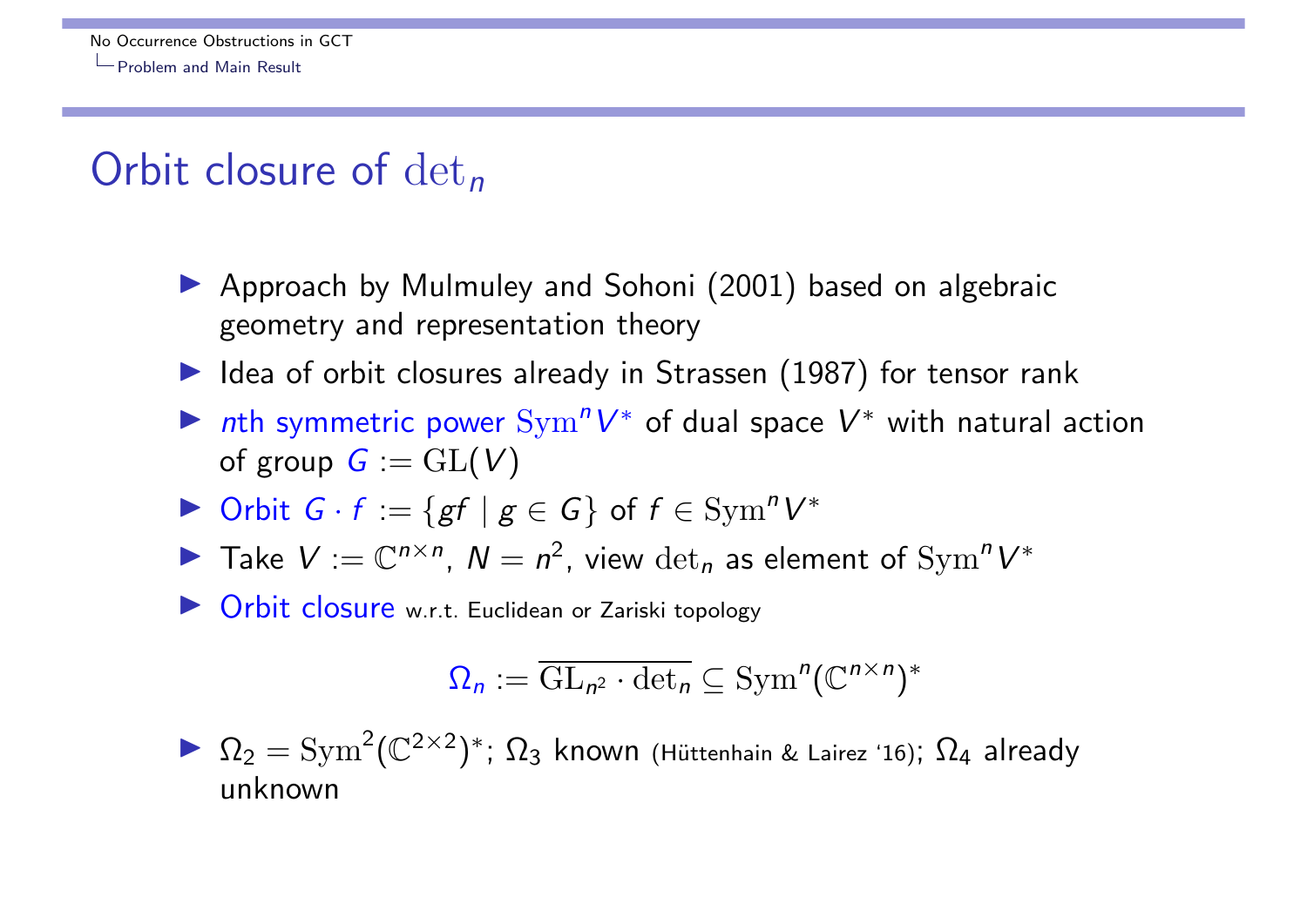# Orbit closure of $\det_n$

- Approach by Mulmuley and Sohoni (2001) based on algebraic geometry and representation theory
- Idea of orbit closures already in Strassen (1987) for tensor rank
- $n$th symmetric power $\mathrm{Sym}^n V^*$ of dual space $V^*$ with natural action of group $G := \mathrm{GL}(V)$
- Orbit $G \cdot f := \{gf \mid g \in G\}$ of $f \in \mathrm{Sym}^n V^*$
- Take $V := \mathbb{C}^{n \times n}$, $N = n^2$, view $\det_n$ as element of $\mathrm{Sym}^n V^*$
- Orbit closure w.r.t. Euclidean or Zariski topology

$$\Omega_n := \overline{\mathrm{GL}_{n^2} \cdot \det_n} \subseteq \mathrm{Sym}^n(\mathbb{C}^{n \times n})^*$$

- $\Omega_2 = \mathrm{Sym}^2(\mathbb{C}^{2 \times 2})^*$; $\Omega_3$ known (Hüttenhain & Lairez '16); $\Omega_4$ already unknown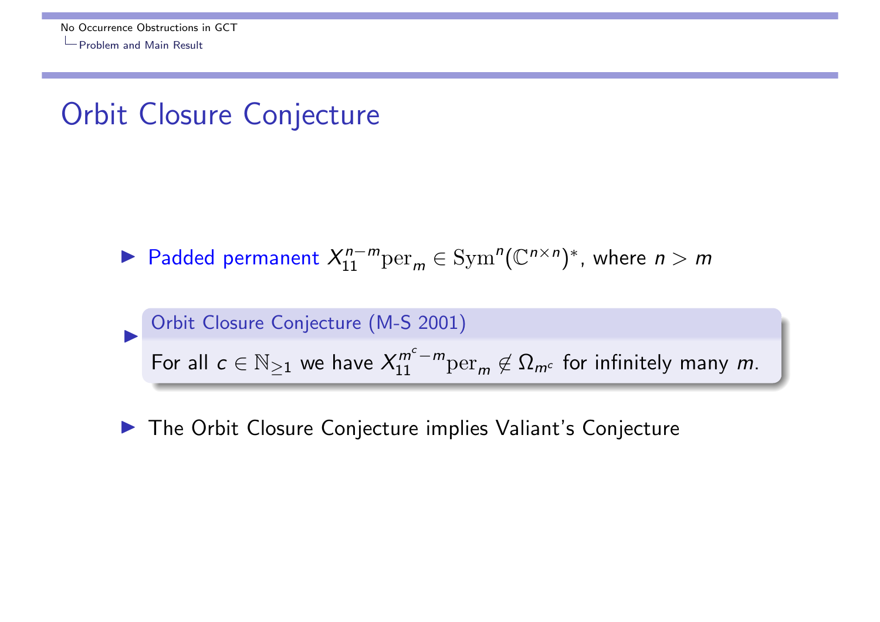# Orbit Closure Conjecture

- Padded permanent $X_{11}^{n-m}\mathrm{per}_m \in \mathrm{Sym}^n(\mathbb{C}^{n\times n})^*$, where $n > m$
- **Orbit Closure Conjecture (M-S 2001)**

  For all $c \in \mathbb{N}_{\geq 1}$ we have $X_{11}^{m^c-m}\mathrm{per}_m \notin \Omega_{m^c}$ for infinitely many $m$.
- The Orbit Closure Conjecture implies Valiant's Conjecture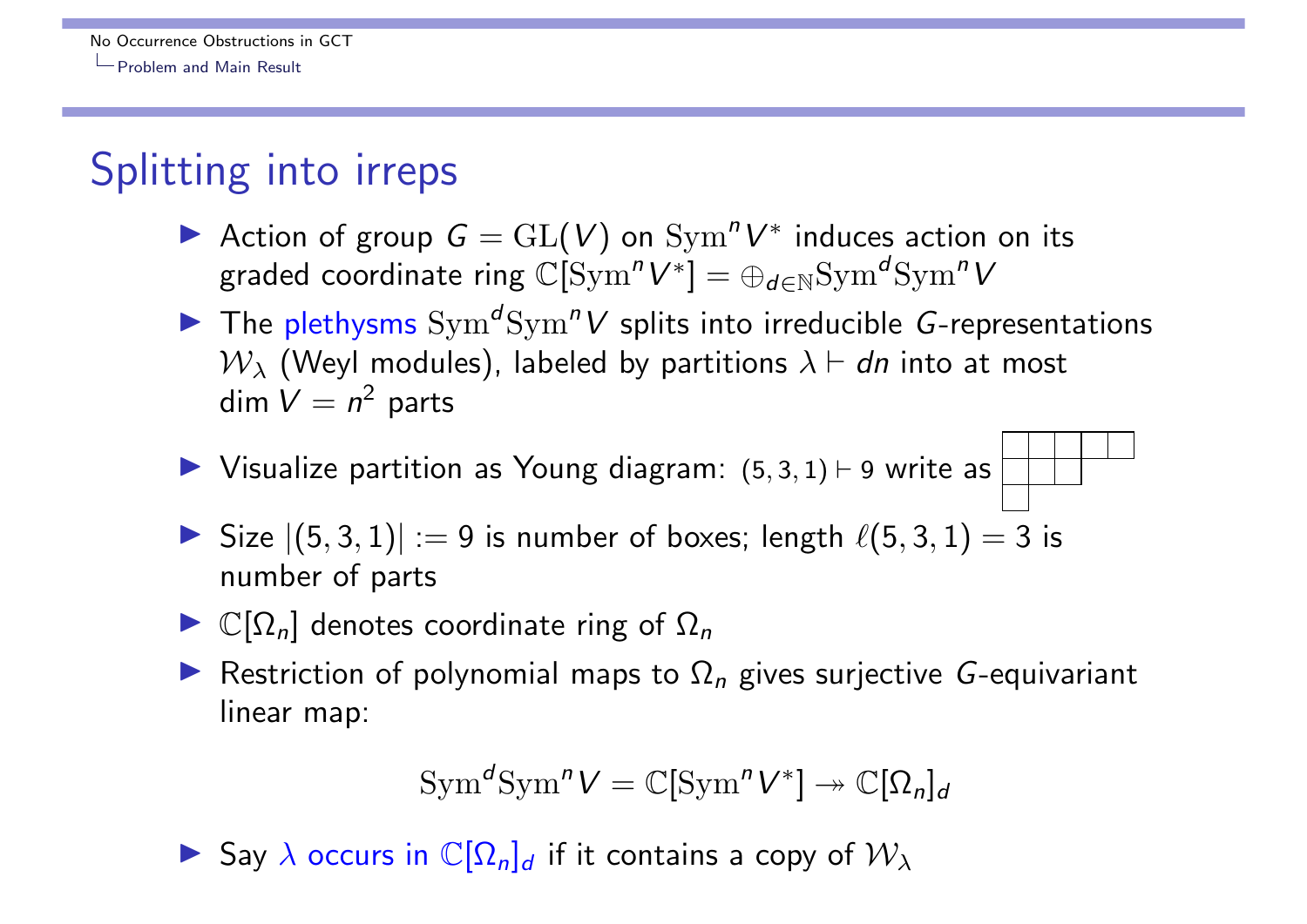# Splitting into irreps

- Action of group $G = \mathrm{GL}(V)$ on $\mathrm{Sym}^n V^*$ induces action on its graded coordinate ring $\mathbb{C}[\mathrm{Sym}^n V^*] = \oplus_{d \in \mathbb{N}} \mathrm{Sym}^d \mathrm{Sym}^n V$
- The plethysms $\mathrm{Sym}^d \mathrm{Sym}^n V$ splits into irreducible $G$-representations $\mathcal{W}_\lambda$ (Weyl modules), labeled by partitions $\lambda \vdash dn$ into at most $\dim V = n^2$ parts
- Visualize partition as Young diagram: $(5,3,1) \vdash 9$ write as

| | | | | |
|---|---|---|---|---|
| □ | □ | □ | □ | □ |
| □ | □ | □ | | |
| □ | | | | |

- Size $|(5,3,1)| := 9$ is number of boxes; length $\ell(5,3,1) = 3$ is number of parts
- $\mathbb{C}[\Omega_n]$ denotes coordinate ring of $\Omega_n$
- Restriction of polynomial maps to $\Omega_n$ gives surjective $G$-equivariant linear map:

$$\mathrm{Sym}^d \mathrm{Sym}^n V = \mathbb{C}[\mathrm{Sym}^n V^*] \twoheadrightarrow \mathbb{C}[\Omega_n]_d$$

- Say $\lambda$ occurs in $\mathbb{C}[\Omega_n]_d$ if it contains a copy of $\mathcal{W}_\lambda$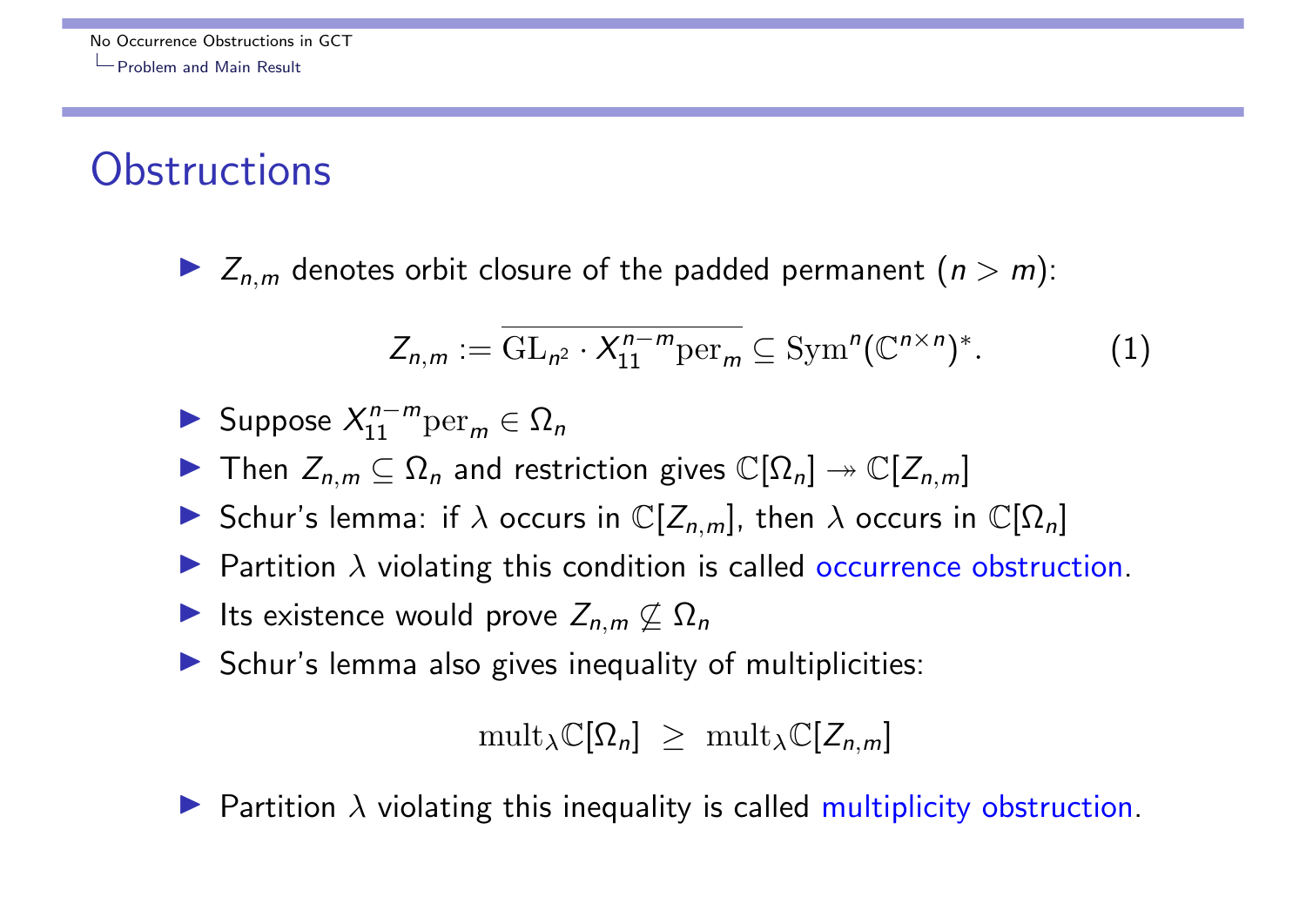# Obstructions

- $Z_{n,m}$ denotes orbit closure of the padded permanent ($n > m$):

$$Z_{n,m} := \overline{\mathrm{GL}_{n^2} \cdot X_{11}^{n-m}\mathrm{per}_m} \subseteq \mathrm{Sym}^n(\mathbb{C}^{n\times n})^*. \qquad (1)$$

- Suppose $X_{11}^{n-m}\mathrm{per}_m \in \Omega_n$
- Then $Z_{n,m} \subseteq \Omega_n$ and restriction gives $\mathbb{C}[\Omega_n] \twoheadrightarrow \mathbb{C}[Z_{n,m}]$
- Schur's lemma: if $\lambda$ occurs in $\mathbb{C}[Z_{n,m}]$, then $\lambda$ occurs in $\mathbb{C}[\Omega_n]$
- Partition $\lambda$ violating this condition is called occurrence obstruction.
- Its existence would prove $Z_{n,m} \not\subseteq \Omega_n$
- Schur's lemma also gives inequality of multiplicities:

$$\mathrm{mult}_\lambda \mathbb{C}[\Omega_n] \;\geq\; \mathrm{mult}_\lambda \mathbb{C}[Z_{n,m}]$$

- Partition $\lambda$ violating this inequality is called multiplicity obstruction.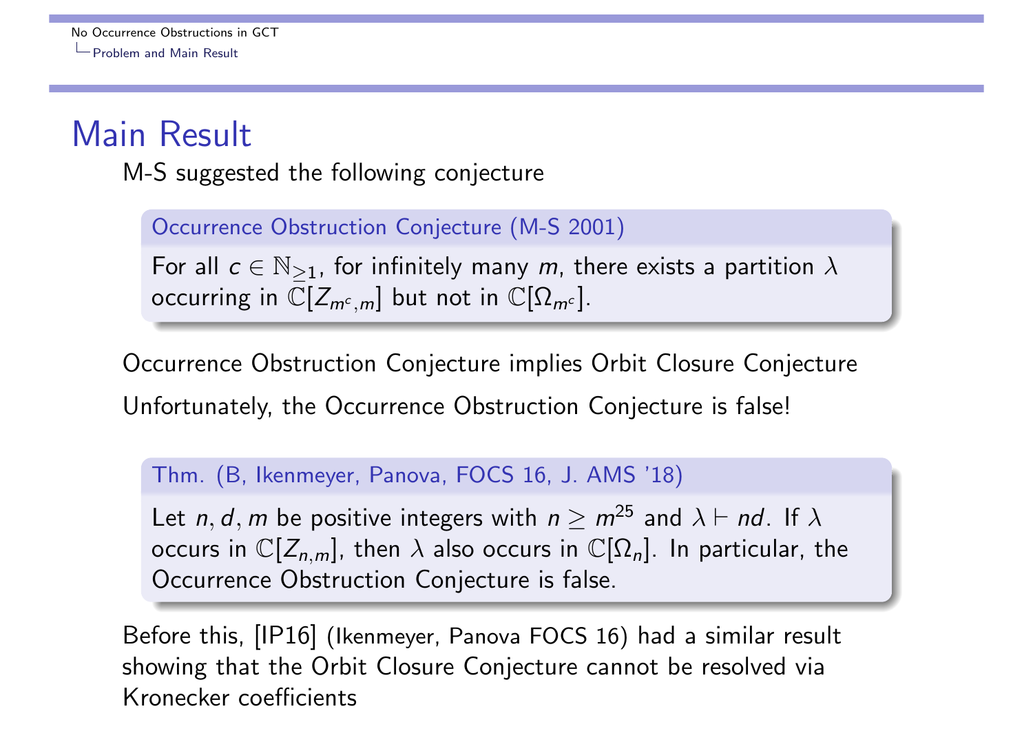## Main Result

M-S suggested the following conjecture

**Occurrence Obstruction Conjecture (M-S 2001)**

For all $c \in \mathbb{N}_{\geq 1}$, for infinitely many $m$, there exists a partition $\lambda$ occurring in $\mathbb{C}[Z_{m^c,m}]$ but not in $\mathbb{C}[\Omega_{m^c}]$.

Occurrence Obstruction Conjecture implies Orbit Closure Conjecture

Unfortunately, the Occurrence Obstruction Conjecture is false!

**Thm. (B, Ikenmeyer, Panova, FOCS 16, J. AMS '18)**

Let $n, d, m$ be positive integers with $n \geq m^{25}$ and $\lambda \vdash nd$. If $\lambda$ occurs in $\mathbb{C}[Z_{n,m}]$, then $\lambda$ also occurs in $\mathbb{C}[\Omega_n]$. In particular, the Occurrence Obstruction Conjecture is false.

Before this, [IP16] (Ikenmeyer, Panova FOCS 16) had a similar result showing that the Orbit Closure Conjecture cannot be resolved via Kronecker coefficients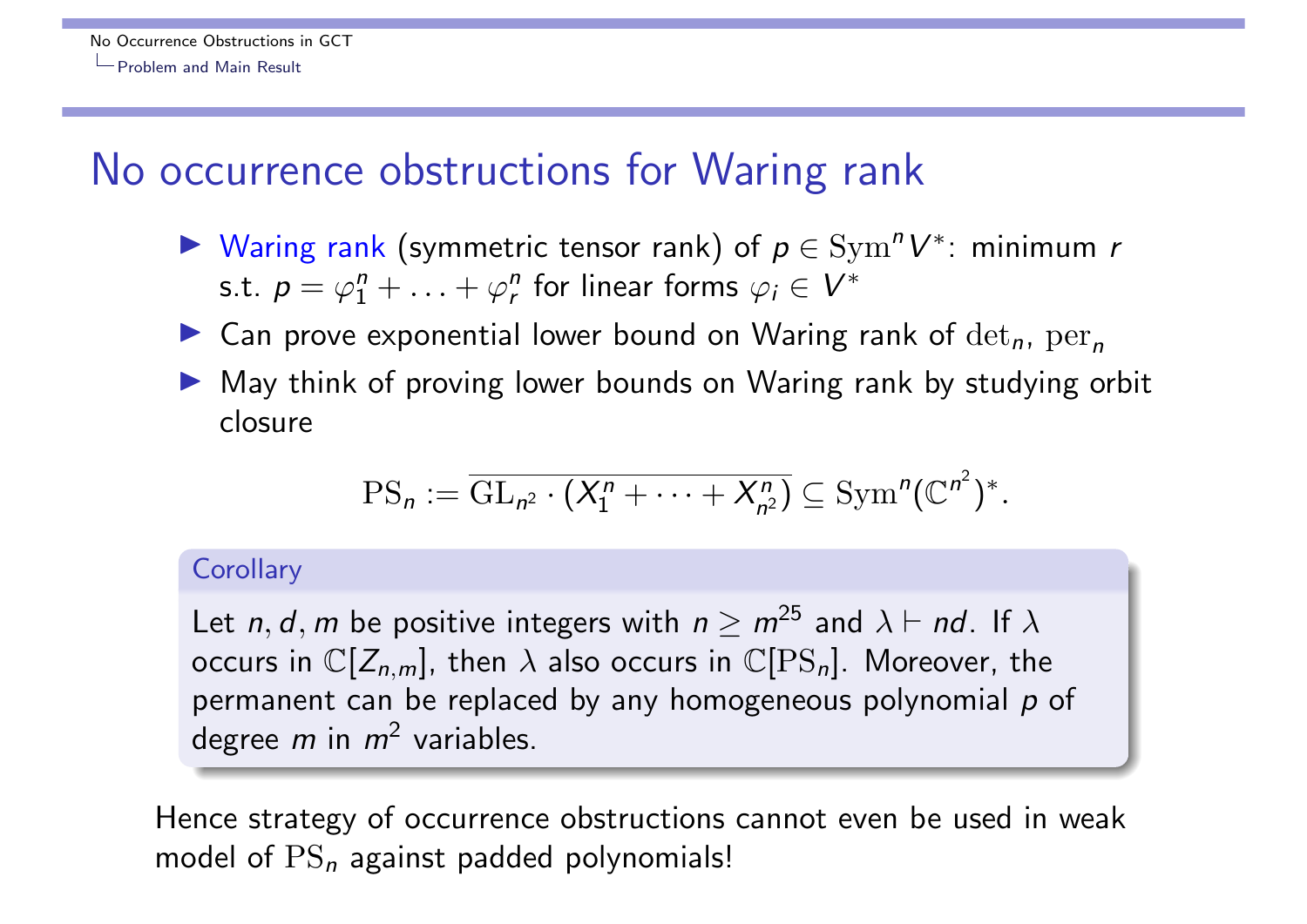# No occurrence obstructions for Waring rank

- Waring rank (symmetric tensor rank) of $p \in \mathrm{Sym}^n V^*$: minimum $r$ s.t. $p = \varphi_1^n + \ldots + \varphi_r^n$ for linear forms $\varphi_i \in V^*$
- Can prove exponential lower bound on Waring rank of $\det_n$, $\mathrm{per}_n$
- May think of proving lower bounds on Waring rank by studying orbit closure

$$\mathrm{PS}_n := \overline{\mathrm{GL}_{n^2} \cdot (X_1^n + \cdots + X_{n^2}^n)} \subseteq \mathrm{Sym}^n(\mathbb{C}^{n^2})^*.$$

**Corollary**

Let $n, d, m$ be positive integers with $n \geq m^{25}$ and $\lambda \vdash nd$. If $\lambda$ occurs in $\mathbb{C}[Z_{n,m}]$, then $\lambda$ also occurs in $\mathbb{C}[\mathrm{PS}_n]$. Moreover, the permanent can be replaced by any homogeneous polynomial $p$ of degree $m$ in $m^2$ variables.

Hence strategy of occurrence obstructions cannot even be used in weak model of $\mathrm{PS}_n$ against padded polynomials!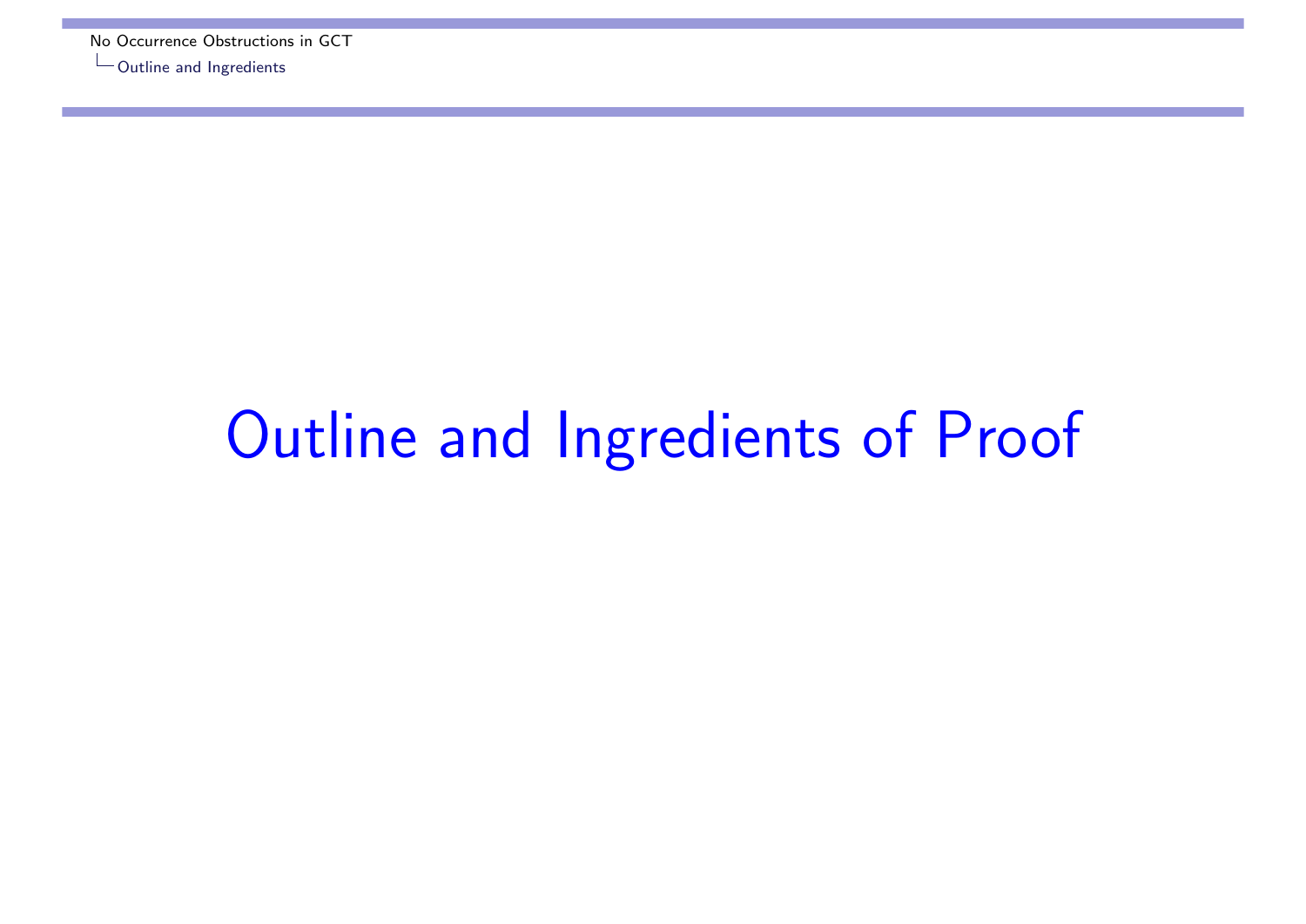# Outline and Ingredients of Proof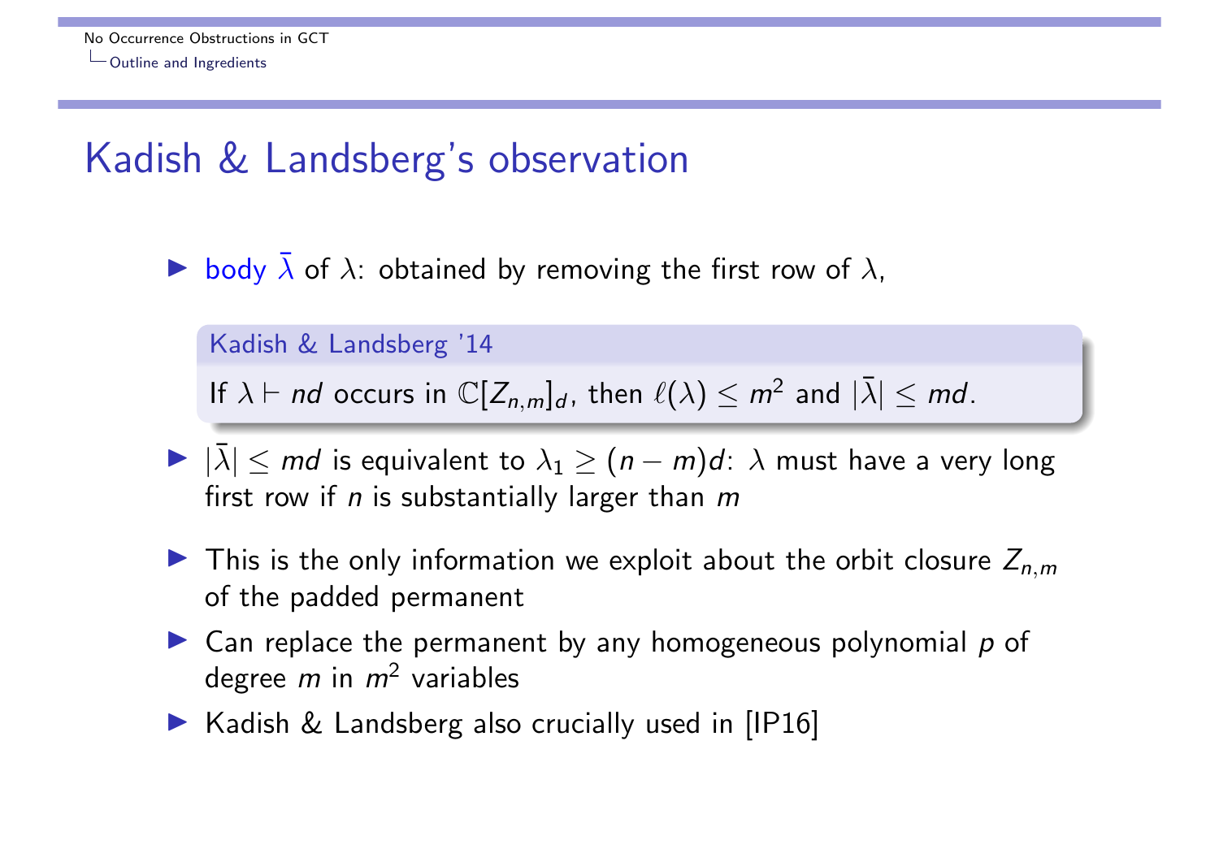## Kadish & Landsberg's observation

- body $\bar{\lambda}$ of $\lambda$: obtained by removing the first row of $\lambda$,

> **Kadish & Landsberg '14**
>
> If $\lambda \vdash nd$ occurs in $\mathbb{C}[Z_{n,m}]_d$, then $\ell(\lambda) \leq m^2$ and $|\bar{\lambda}| \leq md$.

- $|\bar{\lambda}| \leq md$ is equivalent to $\lambda_1 \geq (n-m)d$: $\lambda$ must have a very long first row if $n$ is substantially larger than $m$
- This is the only information we exploit about the orbit closure $Z_{n,m}$ of the padded permanent
- Can replace the permanent by any homogeneous polynomial $p$ of degree $m$ in $m^2$ variables
- Kadish & Landsberg also crucially used in [IP16]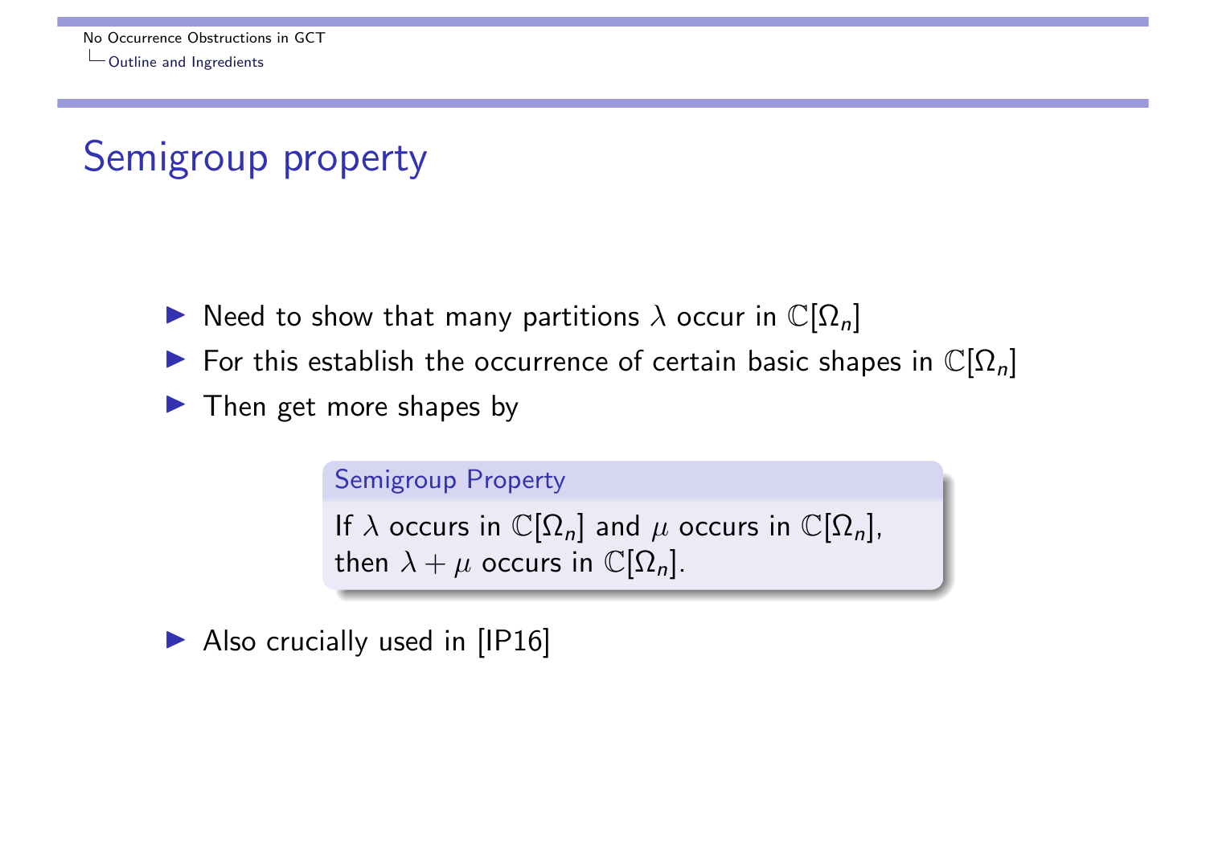# Semigroup property

- Need to show that many partitions $\lambda$ occur in $\mathbb{C}[\Omega_n]$
- For this establish the occurrence of certain basic shapes in $\mathbb{C}[\Omega_n]$
- Then get more shapes by

> **Semigroup Property**
>
> If $\lambda$ occurs in $\mathbb{C}[\Omega_n]$ and $\mu$ occurs in $\mathbb{C}[\Omega_n]$, then $\lambda + \mu$ occurs in $\mathbb{C}[\Omega_n]$.

- Also crucially used in [IP16]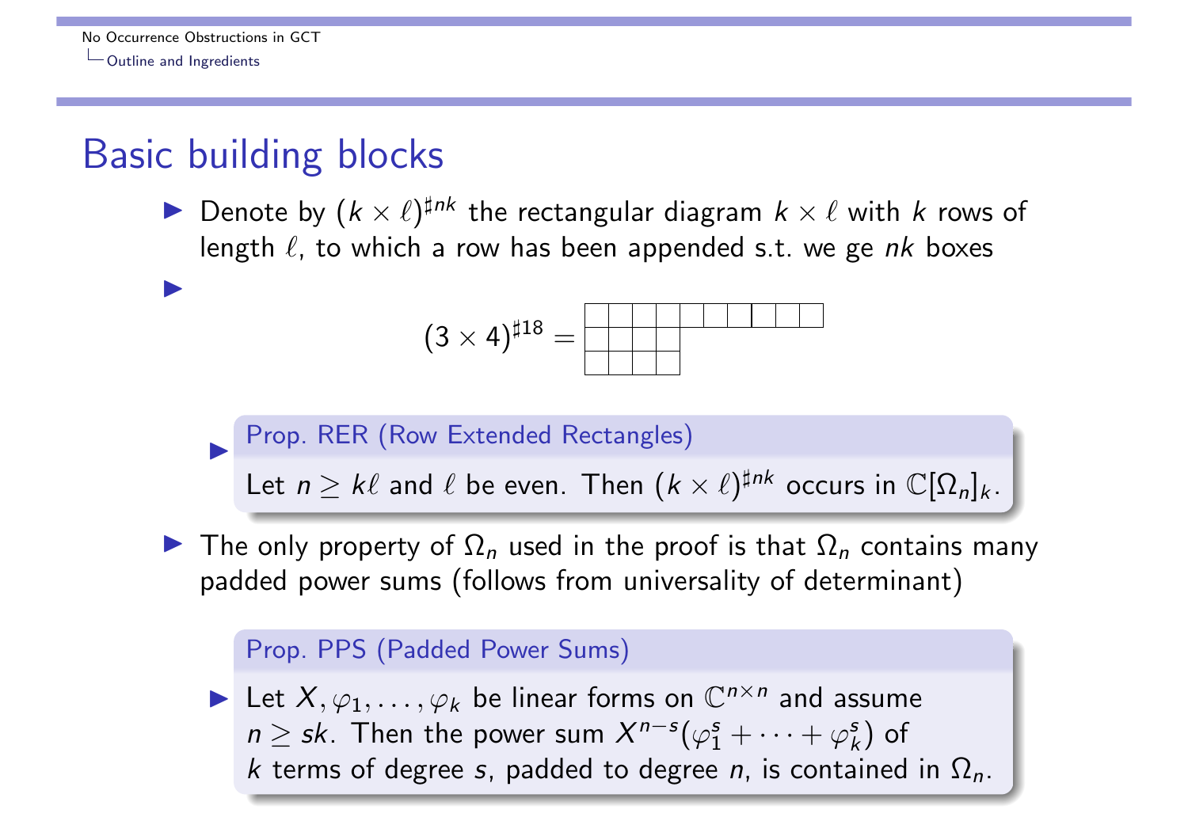## Basic building blocks

- Denote by $(k \times \ell)^{\sharp nk}$ the rectangular diagram $k \times \ell$ with $k$ rows of length $\ell$, to which a row has been appended s.t. we ge $nk$ boxes
- $$(3 \times 4)^{\sharp 18} = \begin{array}{|c|c|c|c|c|c|c|c|c|c|} \hline \phantom{x} & \phantom{x} & \phantom{x} & \phantom{x} & \phantom{x} & \phantom{x} & \phantom{x} & \phantom{x} & \phantom{x} & \phantom{x} \\ \hline \phantom{x} & \phantom{x} & \phantom{x} & \phantom{x} \\ \cline{1-4} \phantom{x} & \phantom{x} & \phantom{x} & \phantom{x} \\ \cline{1-4} \end{array}$$

- **Prop. RER (Row Extended Rectangles)**

  Let $n \geq k\ell$ and $\ell$ be even. Then $(k \times \ell)^{\sharp nk}$ occurs in $\mathbb{C}[\Omega_n]_k$.

- The only property of $\Omega_n$ used in the proof is that $\Omega_n$ contains many padded power sums (follows from universality of determinant)

**Prop. PPS (Padded Power Sums)**

- Let $X, \varphi_1, \ldots, \varphi_k$ be linear forms on $\mathbb{C}^{n \times n}$ and assume $n \geq sk$. Then the power sum $X^{n-s}(\varphi_1^s + \cdots + \varphi_k^s)$ of $k$ terms of degree $s$, padded to degree $n$, is contained in $\Omega_n$.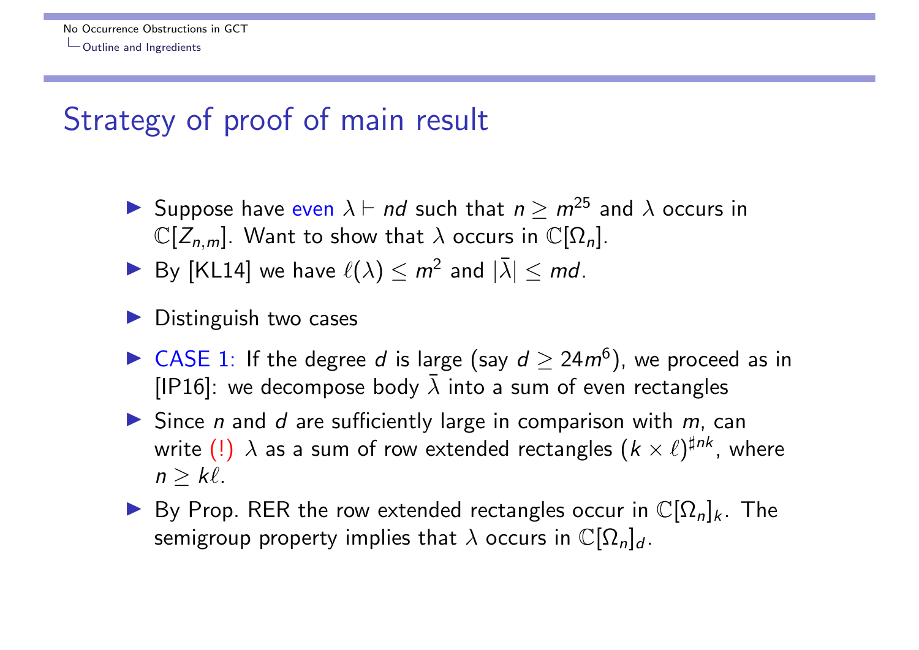## Strategy of proof of main result

- Suppose have even $\lambda \vdash nd$ such that $n \geq m^{25}$ and $\lambda$ occurs in $\mathbb{C}[Z_{n,m}]$. Want to show that $\lambda$ occurs in $\mathbb{C}[\Omega_n]$.
- By [KL14] we have $\ell(\lambda) \leq m^2$ and $|\bar{\lambda}| \leq md$.
- Distinguish two cases
- CASE 1: If the degree $d$ is large (say $d \geq 24m^6$), we proceed as in [IP16]: we decompose body $\bar{\lambda}$ into a sum of even rectangles
- Since $n$ and $d$ are sufficiently large in comparison with $m$, can write (!) $\lambda$ as a sum of row extended rectangles $(k \times \ell)^{\sharp nk}$, where $n \geq k\ell$.
- By Prop. RER the row extended rectangles occur in $\mathbb{C}[\Omega_n]_k$. The semigroup property implies that $\lambda$ occurs in $\mathbb{C}[\Omega_n]_d$.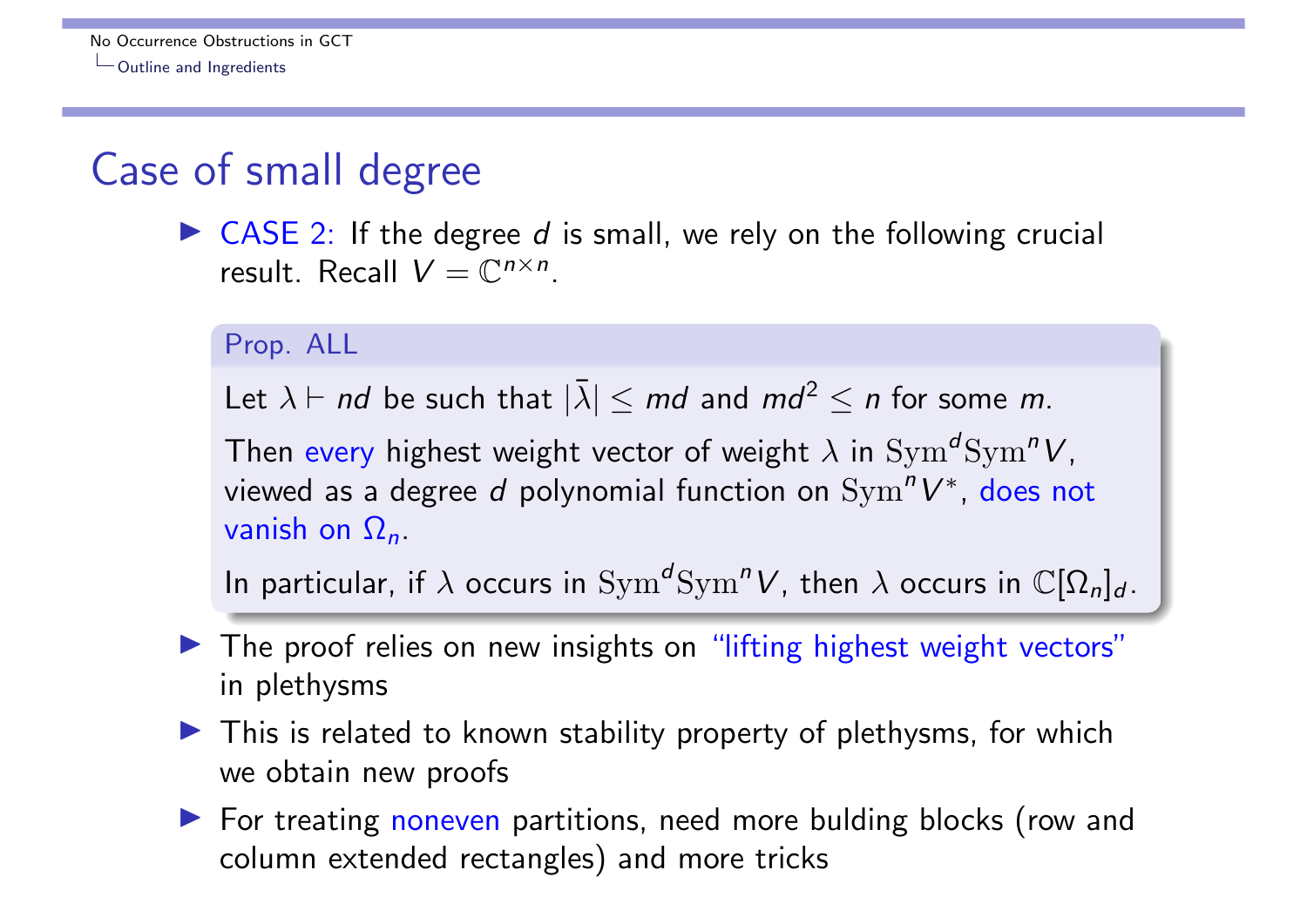# Case of small degree

- CASE 2: If the degree $d$ is small, we rely on the following crucial result. Recall $V = \mathbb{C}^{n\times n}$.

**Prop. ALL**

Let $\lambda \vdash nd$ be such that $|\bar{\lambda}| \leq md$ and $md^2 \leq n$ for some $m$.

Then every highest weight vector of weight $\lambda$ in $\mathrm{Sym}^d \mathrm{Sym}^n V$, viewed as a degree $d$ polynomial function on $\mathrm{Sym}^n V^*$, does not vanish on $\Omega_n$.

In particular, if $\lambda$ occurs in $\mathrm{Sym}^d \mathrm{Sym}^n V$, then $\lambda$ occurs in $\mathbb{C}[\Omega_n]_d$.

- The proof relies on new insights on "lifting highest weight vectors" in plethysms
- This is related to known stability property of plethysms, for which we obtain new proofs
- For treating noneven partitions, need more bulding blocks (row and column extended rectangles) and more tricks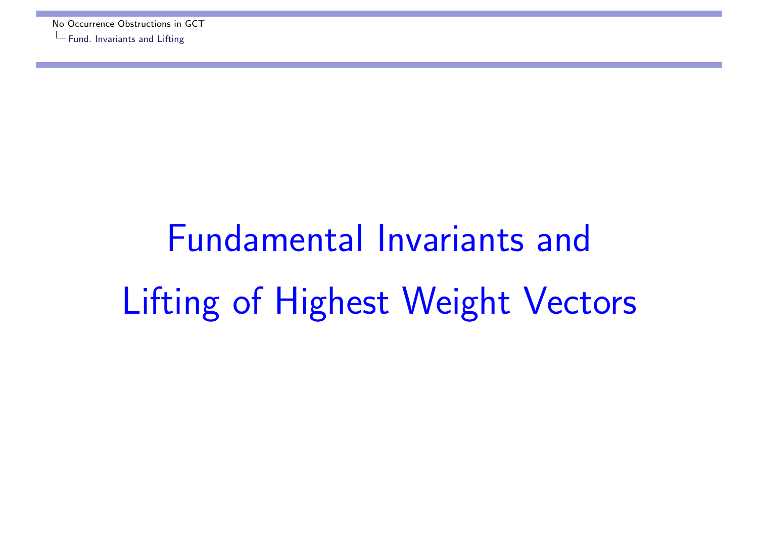# Fundamental Invariants and Lifting of Highest Weight Vectors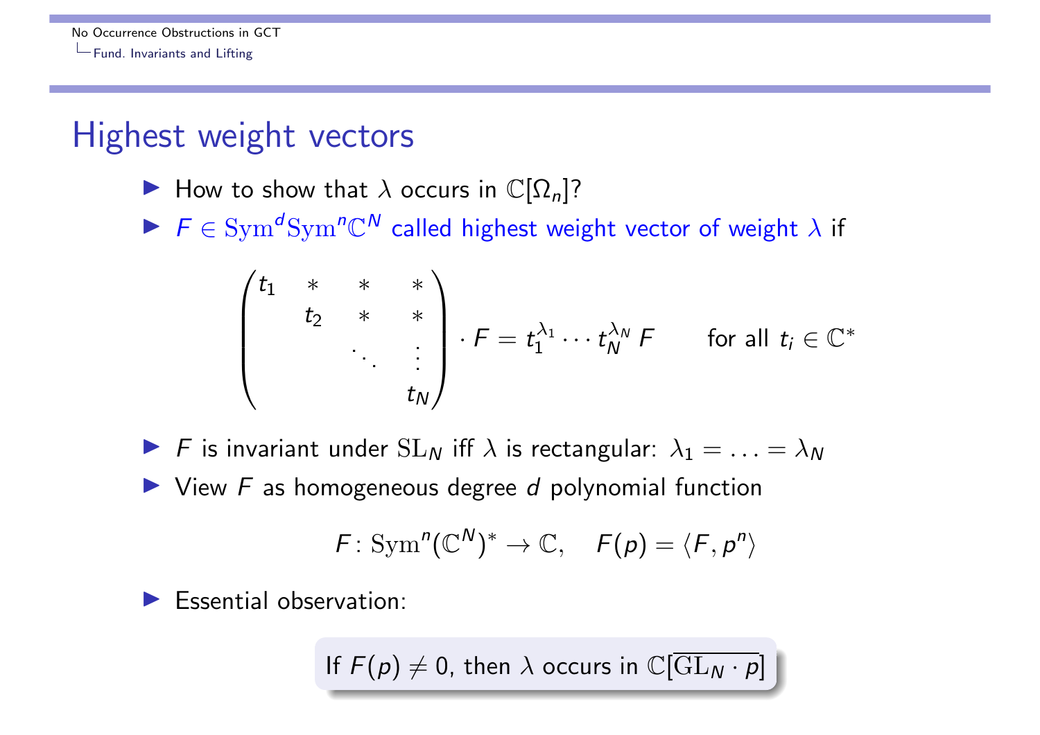## Highest weight vectors

- How to show that $\lambda$ occurs in $\mathbb{C}[\Omega_n]$?
- $F \in \mathrm{Sym}^d \mathrm{Sym}^n \mathbb{C}^N$ called highest weight vector of weight $\lambda$ if

$$\begin{pmatrix} t_1 & * & * & * \\ & t_2 & * & * \\ & & \ddots & \vdots \\ & & & t_N \end{pmatrix} \cdot F = t_1^{\lambda_1} \cdots t_N^{\lambda_N} F \qquad \text{for all } t_i \in \mathbb{C}^*$$

- $F$ is invariant under $\mathrm{SL}_N$ iff $\lambda$ is rectangular: $\lambda_1 = \ldots = \lambda_N$
- View $F$ as homogeneous degree $d$ polynomial function

$$F \colon \mathrm{Sym}^n (\mathbb{C}^N)^* \to \mathbb{C}, \quad F(p) = \langle F, p^n \rangle$$

- Essential observation:

> If $F(p) \neq 0$, then $\lambda$ occurs in $\mathbb{C}[\overline{\mathrm{GL}_N \cdot p}]$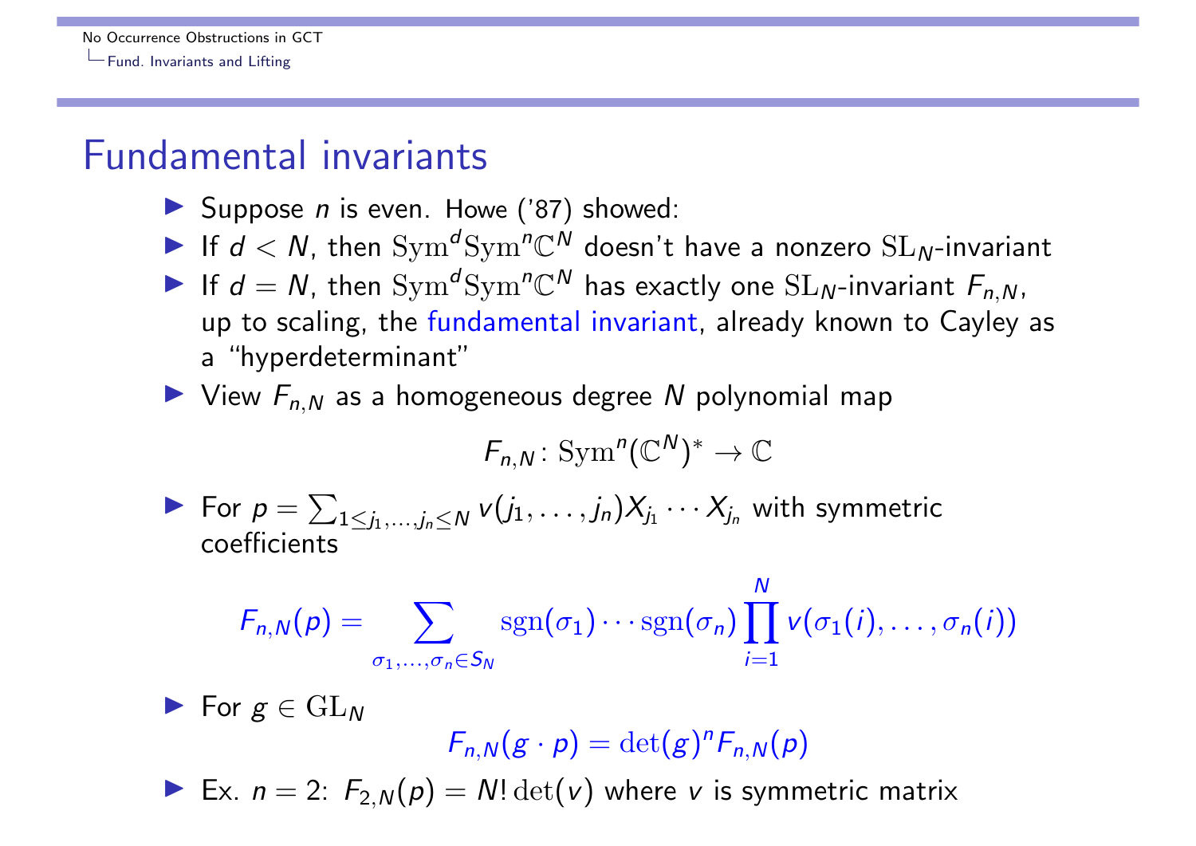# Fundamental invariants

- Suppose $n$ is even. Howe ('87) showed:
- If $d < N$, then $\mathrm{Sym}^d \mathrm{Sym}^n \mathbb{C}^N$ doesn't have a nonzero $\mathrm{SL}_N$-invariant
- If $d = N$, then $\mathrm{Sym}^d \mathrm{Sym}^n \mathbb{C}^N$ has exactly one $\mathrm{SL}_N$-invariant $F_{n,N}$, up to scaling, the fundamental invariant, already known to Cayley as a "hyperdeterminant"
- View $F_{n,N}$ as a homogeneous degree $N$ polynomial map

$$F_{n,N} \colon \mathrm{Sym}^n (\mathbb{C}^N)^* \to \mathbb{C}$$

- For $p = \sum_{1 \le j_1, \dots, j_n \le N} v(j_1, \dots, j_n) X_{j_1} \cdots X_{j_n}$ with symmetric coefficients

$$F_{n,N}(p) = \sum_{\sigma_1, \dots, \sigma_n \in S_N} \mathrm{sgn}(\sigma_1) \cdots \mathrm{sgn}(\sigma_n) \prod_{i=1}^{N} v(\sigma_1(i), \dots, \sigma_n(i))$$

- For $g \in \mathrm{GL}_N$

$$F_{n,N}(g \cdot p) = \det(g)^n F_{n,N}(p)$$

- Ex. $n = 2$: $F_{2,N}(p) = N! \det(v)$ where $v$ is symmetric matrix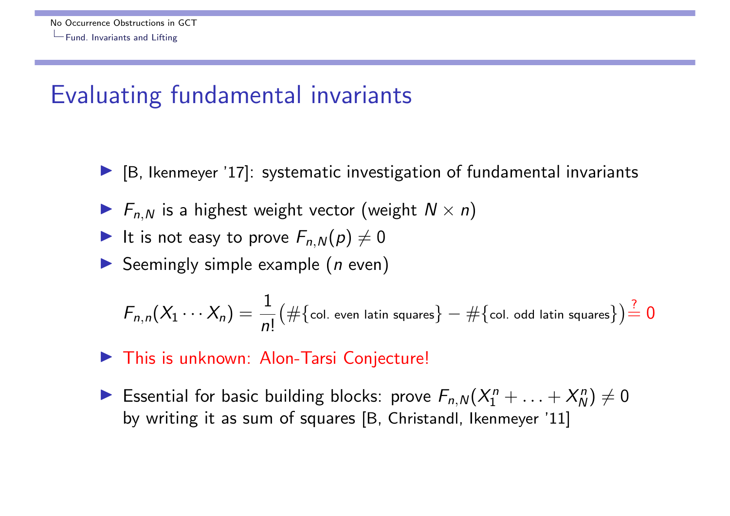# Evaluating fundamental invariants

- [B, Ikenmeyer '17]: systematic investigation of fundamental invariants
- $F_{n,N}$ is a highest weight vector (weight $N \times n$)
- It is not easy to prove $F_{n,N}(p) \neq 0$
- Seemingly simple example ($n$ even)

$$F_{n,n}(X_1 \cdots X_n) = \frac{1}{n!}\big(\#\{\text{col. even latin squares}\} - \#\{\text{col. odd latin squares}\}\big) \stackrel{?}{=} 0$$

- This is unknown: Alon-Tarsi Conjecture!
- Essential for basic building blocks: prove $F_{n,N}(X_1^n + \ldots + X_N^n) \neq 0$ by writing it as sum of squares [B, Christandl, Ikenmeyer '11]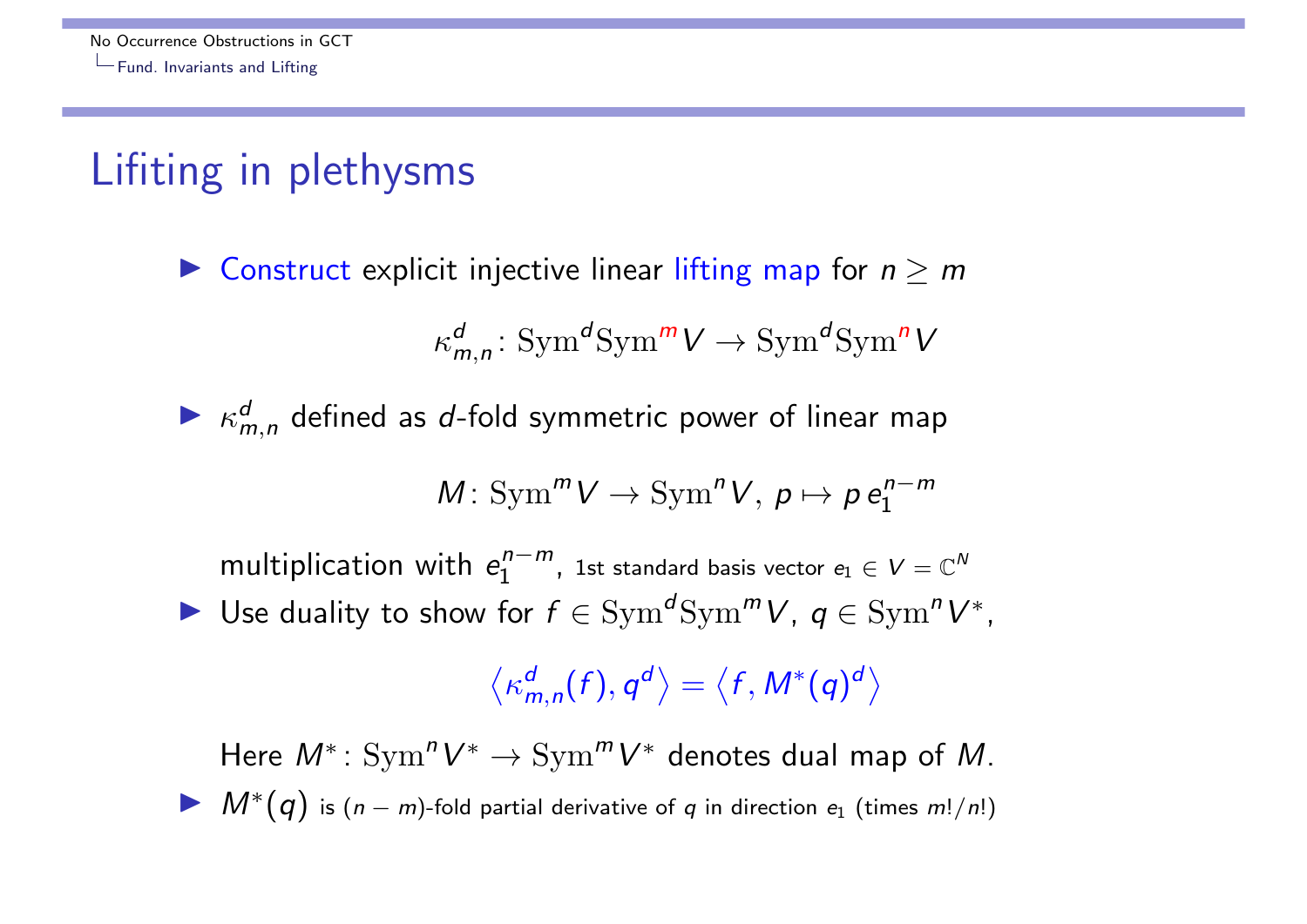# Lifiting in plethysms

- Construct explicit injective linear lifting map for $n \geq m$

$$\kappa^d_{m,n} \colon \mathrm{Sym}^d \mathrm{Sym}^m V \to \mathrm{Sym}^d \mathrm{Sym}^n V$$

- $\kappa^d_{m,n}$ defined as $d$-fold symmetric power of linear map

$$M \colon \mathrm{Sym}^m V \to \mathrm{Sym}^n V,\ p \mapsto p\, e_1^{n-m}$$

  multiplication with $e_1^{n-m}$, 1st standard basis vector $e_1 \in V = \mathbb{C}^N$

- Use duality to show for $f \in \mathrm{Sym}^d \mathrm{Sym}^m V$, $q \in \mathrm{Sym}^n V^*$,

$$\left\langle \kappa^d_{m,n}(f), q^d \right\rangle = \left\langle f, M^*(q)^d \right\rangle$$

  Here $M^* \colon \mathrm{Sym}^n V^* \to \mathrm{Sym}^m V^*$ denotes dual map of $M$.

- $M^*(q)$ is $(n-m)$-fold partial derivative of $q$ in direction $e_1$ (times $m!/n!$)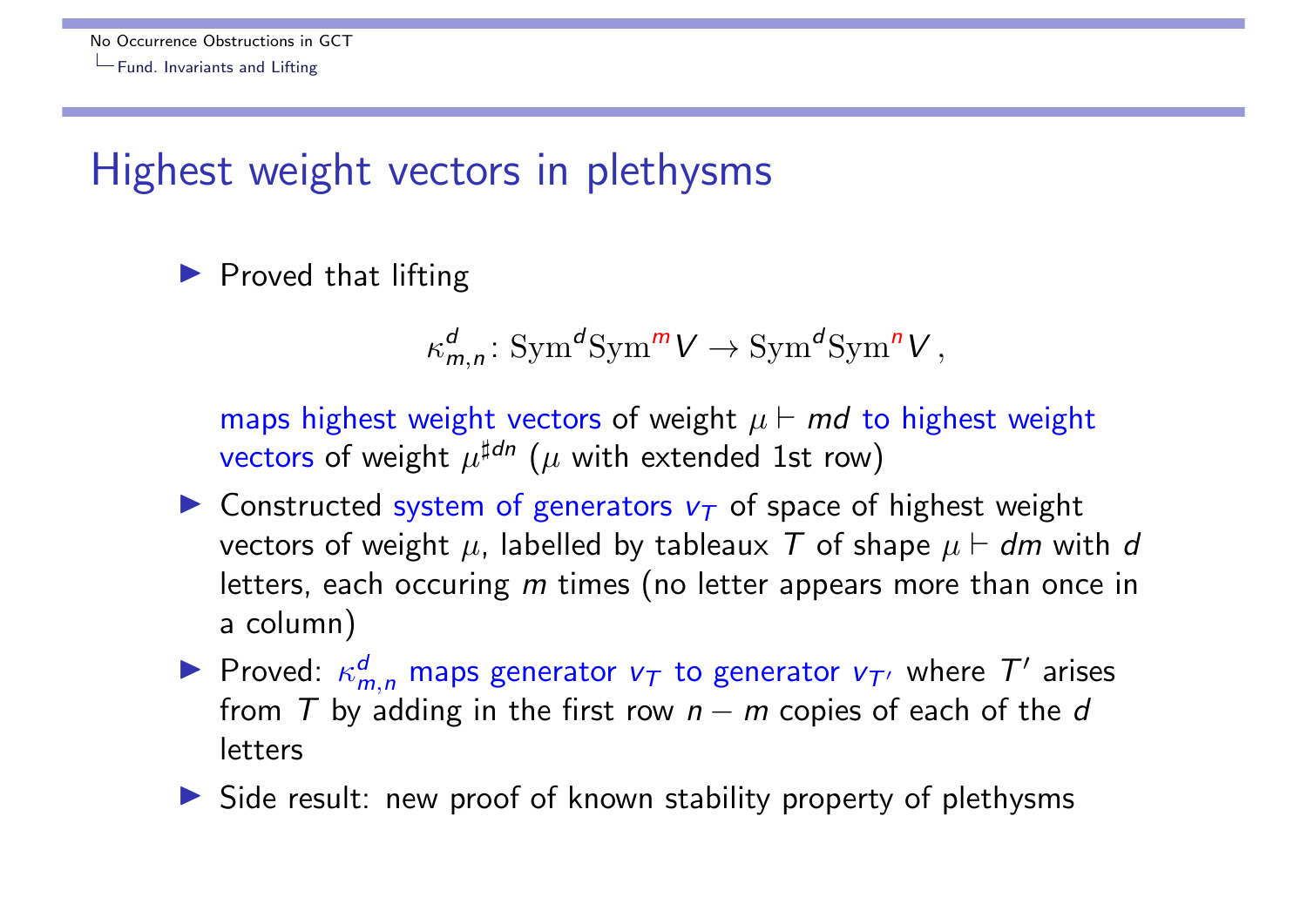## Highest weight vectors in plethysms

- Proved that lifting

$$\kappa^d_{m,n} \colon \mathrm{Sym}^d\mathrm{Sym}^{m} V \to \mathrm{Sym}^d\mathrm{Sym}^{n} V \,,$$

  maps highest weight vectors of weight $\mu \vdash md$ to highest weight vectors of weight $\mu^{\sharp dn}$ ($\mu$ with extended 1st row)
- Constructed system of generators $v_T$ of space of highest weight vectors of weight $\mu$, labelled by tableaux $T$ of shape $\mu \vdash dm$ with $d$ letters, each occuring $m$ times (no letter appears more than once in a column)
- Proved: $\kappa^d_{m,n}$ maps generator $v_T$ to generator $v_{T'}$ where $T'$ arises from $T$ by adding in the first row $n - m$ copies of each of the $d$ letters
- Side result: new proof of known stability property of plethysms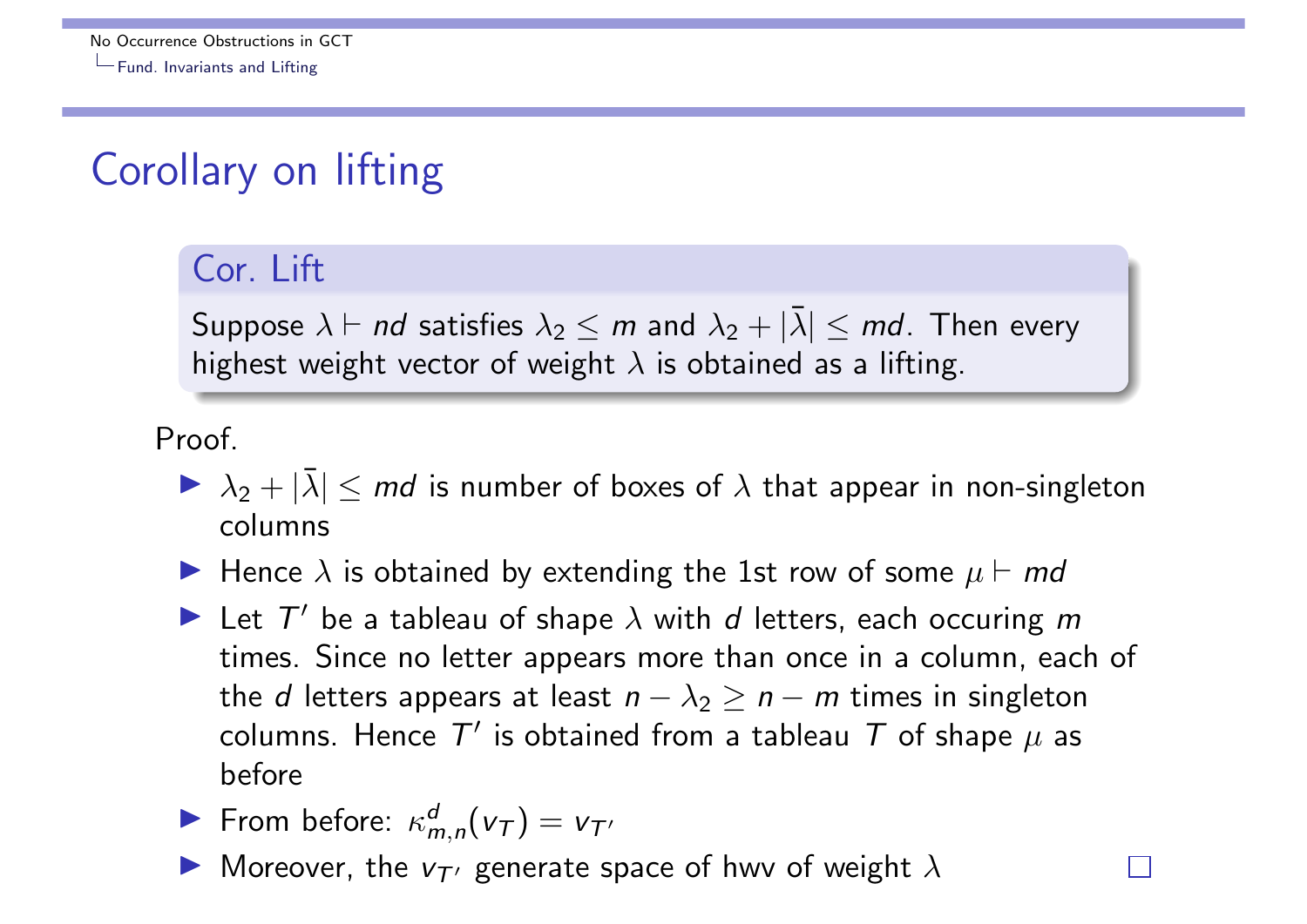# Corollary on lifting

**Cor. Lift**

Suppose $\lambda \vdash nd$ satisfies $\lambda_2 \leq m$ and $\lambda_2 + |\bar{\lambda}| \leq md$. Then every highest weight vector of weight $\lambda$ is obtained as a lifting.

Proof.

- $\lambda_2 + |\bar{\lambda}| \leq md$ is number of boxes of $\lambda$ that appear in non-singleton columns
- Hence $\lambda$ is obtained by extending the 1st row of some $\mu \vdash md$
- Let $T'$ be a tableau of shape $\lambda$ with $d$ letters, each occuring $m$ times. Since no letter appears more than once in a column, each of the $d$ letters appears at least $n - \lambda_2 \geq n - m$ times in singleton columns. Hence $T'$ is obtained from a tableau $T$ of shape $\mu$ as before
- From before: $\kappa^d_{m,n}(v_T) = v_{T'}$
- Moreover, the $v_{T'}$ generate space of hwv of weight $\lambda$ □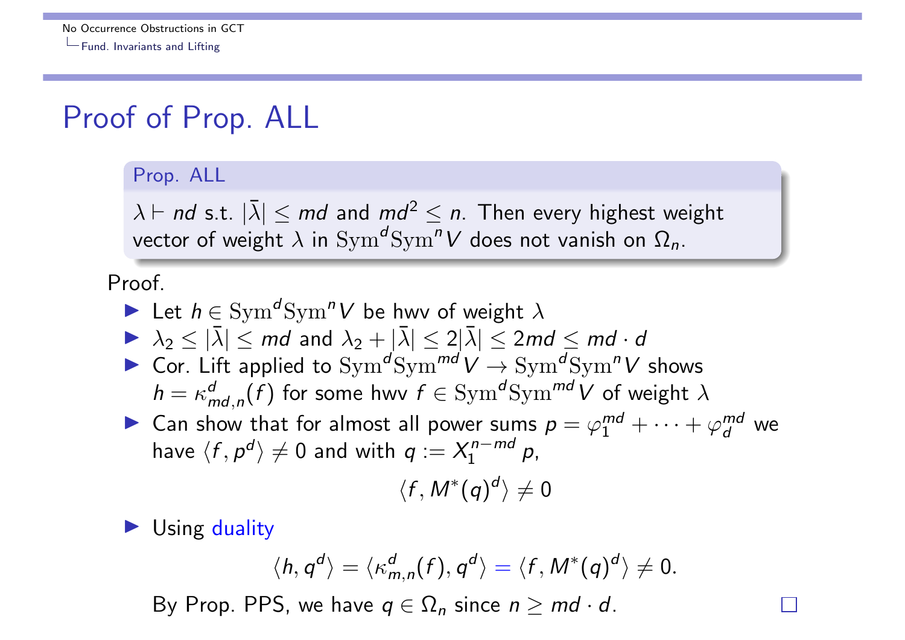# Proof of Prop. ALL

**Prop. ALL**

$\lambda \vdash nd$ s.t. $|\bar{\lambda}| \leq md$ and $md^2 \leq n$. Then every highest weight vector of weight $\lambda$ in $\mathrm{Sym}^d \mathrm{Sym}^n V$ does not vanish on $\Omega_n$.

Proof.

- Let $h \in \mathrm{Sym}^d \mathrm{Sym}^n V$ be hwv of weight $\lambda$
- $\lambda_2 \leq |\bar{\lambda}| \leq md$ and $\lambda_2 + |\bar{\lambda}| \leq 2|\bar{\lambda}| \leq 2md \leq md \cdot d$
- Cor. Lift applied to $\mathrm{Sym}^d \mathrm{Sym}^{md} V \to \mathrm{Sym}^d \mathrm{Sym}^n V$ shows $h = \kappa^d_{md,n}(f)$ for some hwv $f \in \mathrm{Sym}^d \mathrm{Sym}^{md} V$ of weight $\lambda$
- Can show that for almost all power sums $p = \varphi_1^{md} + \cdots + \varphi_d^{md}$ we have $\langle f, p^d \rangle \neq 0$ and with $q := X_1^{n-md}\, p$,

$$\langle f, M^*(q)^d \rangle \neq 0$$

- Using duality

$$\langle h, q^d \rangle = \langle \kappa^d_{m,n}(f), q^d \rangle = \langle f, M^*(q)^d \rangle \neq 0.$$

By Prop. PPS, we have $q \in \Omega_n$ since $n \geq md \cdot d$. □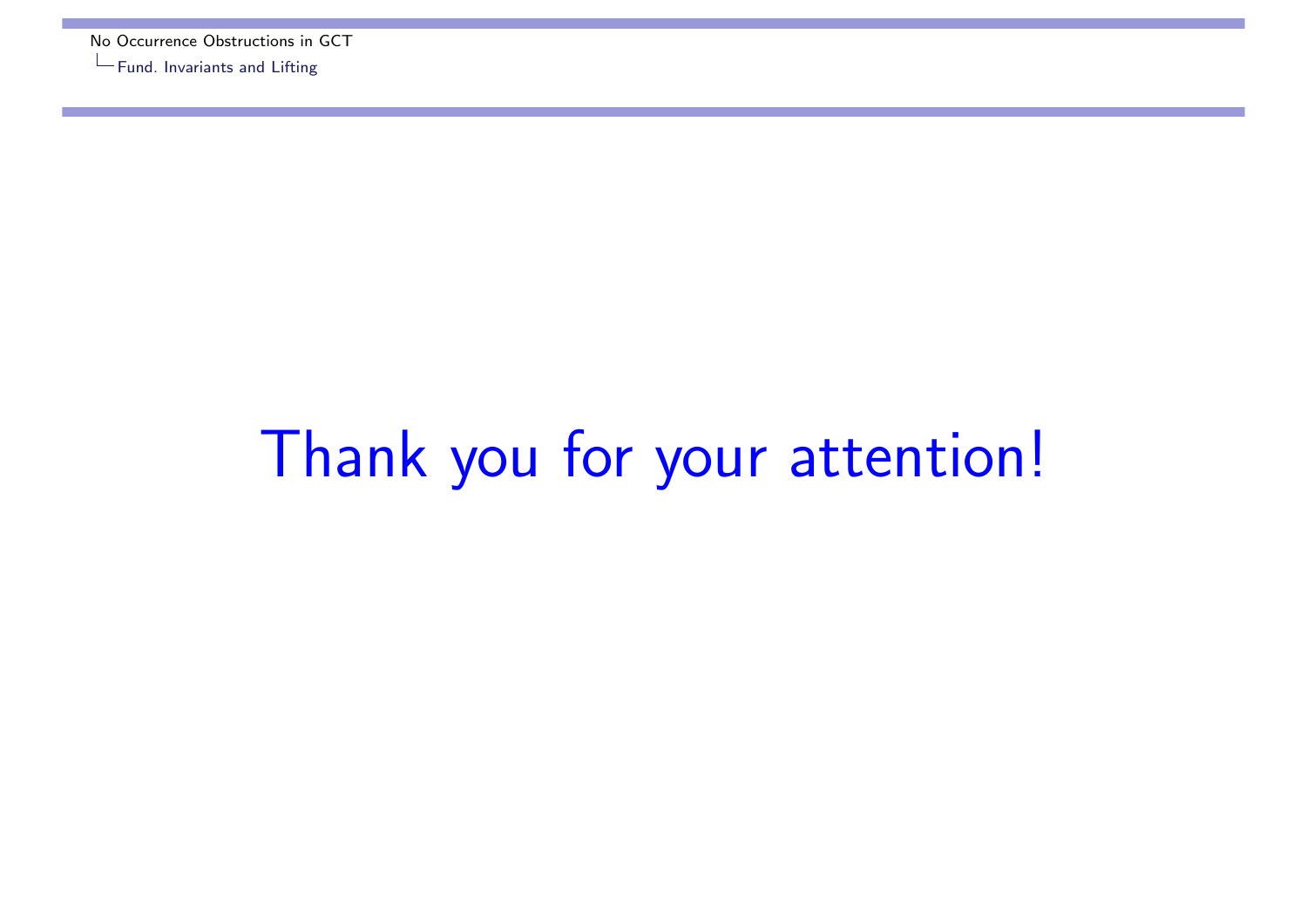Thank you for your attention!